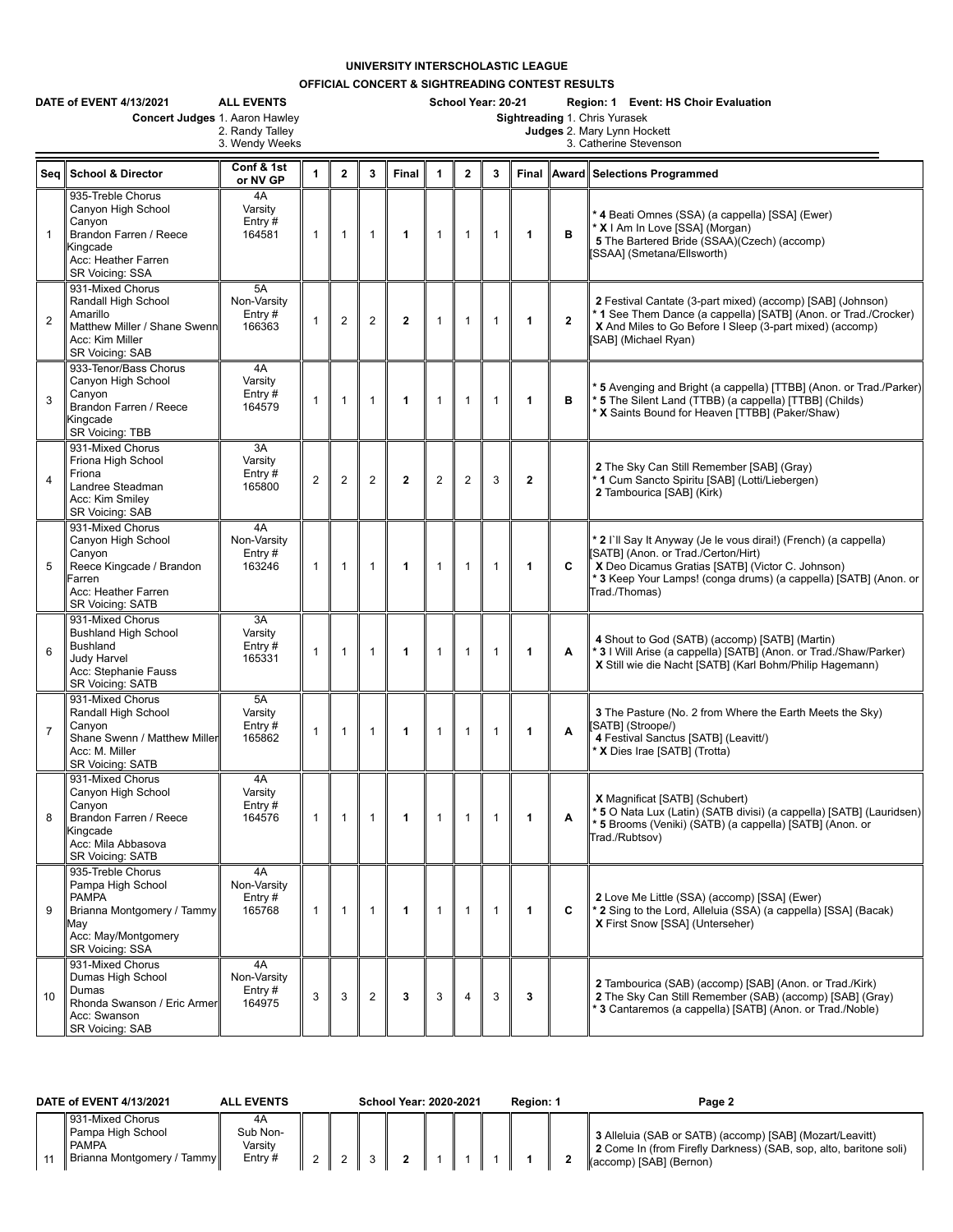# UNIVERSITY INTERSCHOLASTIC LEAGUE

## OFFICIAL CONCERT & SIGHTREADING CONTEST RESULTS

**DATE of EVENT 4/13/2021** **ALL EVENTS** **School Year: 20-21** **Region: 1** **Event: HS Choir Evaluation**

**Concert Judges** 1. Aaron Hawley, 2. Randy Talley, 3. Wendy Weeks

**Sightreading Judges** 1. Chris Yurasek, 2. Mary Lynn Hockett, 3. Catherine Stevenson

| Seq | School & Director | Conf & 1st or NV GP | 1 | 2 | 3 | Final | 1 | 2 | 3 | Final | Award | Selections Programmed |
|---|---|---|---|---|---|---|---|---|---|---|---|---|
| 1 | 935-Treble Chorus Canyon High School Canyon Brandon Farren / Reece Kingcade Acc: Heather Farren SR Voicing: SSA | 4A Varsity Entry # 164581 | 1 | 1 | 1 | **1** | 1 | 1 | 1 | **1** | **B** | * **4** Beati Omnes (SSA) (a cappella) [SSA] (Ewer)<br>* **X** I Am In Love [SSA] (Morgan)<br>**5** The Bartered Bride (SSAA)(Czech) (accomp) [SSAA] (Smetana/Ellsworth) |
| 2 | 931-Mixed Chorus Randall High School Amarillo Matthew Miller / Shane Swenn Acc: Kim Miller SR Voicing: SAB | 5A Non-Varsity Entry # 166363 | 1 | 2 | 2 | **2** | 1 | 1 | 1 | **1** | **2** | **2** Festival Cantate (3-part mixed) (accomp) [SAB] (Johnson)<br>* **1** See Them Dance (a cappella) [SATB] (Anon. or Trad./Crocker)<br>**X** And Miles to Go Before I Sleep (3-part mixed) (accomp) [SAB] (Michael Ryan) |
| 3 | 933-Tenor/Bass Chorus Canyon High School Canyon Brandon Farren / Reece Kingcade SR Voicing: TBB | 4A Varsity Entry # 164579 | 1 | 1 | 1 | **1** | 1 | 1 | 1 | **1** | **B** | * **5** Avenging and Bright (a cappella) [TTBB] (Anon. or Trad./Parker)<br>* **5** The Silent Land (TTBB) (a cappella) [TTBB] (Childs)<br>* **X** Saints Bound for Heaven [TTBB] (Paker/Shaw) |
| 4 | 931-Mixed Chorus Friona High School Friona Landree Steadman Acc: Kim Smiley SR Voicing: SAB | 3A Varsity Entry # 165800 | 2 | 2 | 2 | **2** | 2 | 2 | 3 | **2** | | **2** The Sky Can Still Remember [SAB] (Gray)<br>* **1** Cum Sancto Spiritu [SAB] (Lotti/Liebergen)<br>**2** Tambourica [SAB] (Kirk) |
| 5 | 931-Mixed Chorus Canyon High School Canyon Reece Kingcade / Brandon Farren Acc: Heather Farren SR Voicing: SATB | 4A Non-Varsity Entry # 163246 | 1 | 1 | 1 | **1** | 1 | 1 | 1 | **1** | **C** | * **2** I`ll Say It Anyway (Je le vous dirai!) (French) (a cappella) [SATB] (Anon. or Trad./Certon/Hirt)<br>**X** Deo Dicamus Gratias [SATB] (Victor C. Johnson)<br>* **3** Keep Your Lamps! (conga drums) (a cappella) [SATB] (Anon. or Trad./Thomas) |
| 6 | 931-Mixed Chorus Bushland High School Bushland Judy Harvel Acc: Stephanie Fauss SR Voicing: SATB | 3A Varsity Entry # 165331 | 1 | 1 | 1 | **1** | 1 | 1 | 1 | **1** | **A** | **4** Shout to God (SATB) (accomp) [SATB] (Martin)<br>* **3** I Will Arise (a cappella) [SATB] (Anon. or Trad./Shaw/Parker)<br>**X** Still wie die Nacht [SATB] (Karl Bohm/Philip Hagemann) |
| 7 | 931-Mixed Chorus Randall High School Canyon Shane Swenn / Matthew Miller Acc: M. Miller SR Voicing: SATB | 5A Varsity Entry # 165862 | 1 | 1 | 1 | **1** | 1 | 1 | 1 | **1** | **A** | **3** The Pasture (No. 2 from Where the Earth Meets the Sky) [SATB] (Stroope/)<br>**4** Festival Sanctus [SATB] (Leavitt/)<br>* **X** Dies Irae [SATB] (Trotta) |
| 8 | 931-Mixed Chorus Canyon High School Canyon Brandon Farren / Reece Kingcade Acc: Mila Abbasova SR Voicing: SATB | 4A Varsity Entry # 164576 | 1 | 1 | 1 | **1** | 1 | 1 | 1 | **1** | **A** | **X** Magnificat [SATB] (Schubert)<br>* **5** O Nata Lux (Latin) (SATB divisi) (a cappella) [SATB] (Lauridsen)<br>* **5** Brooms (Veniki) (SATB) (a cappella) [SATB] (Anon. or Trad./Rubtsov) |
| 9 | 935-Treble Chorus Pampa High School PAMPA Brianna Montgomery / Tammy May Acc: May/Montgomery SR Voicing: SSA | 4A Non-Varsity Entry # 165768 | 1 | 1 | 1 | **1** | 1 | 1 | 1 | **1** | **C** | **2** Love Me Little (SSA) (accomp) [SSA] (Ewer)<br>* **2** Sing to the Lord, Alleluia (SSA) (a cappella) [SSA] (Bacak)<br>**X** First Snow [SSA] (Unterseher) |
| 10 | 931-Mixed Chorus Dumas High School Dumas Rhonda Swanson / Eric Armer Acc: Swanson SR Voicing: SAB | 4A Non-Varsity Entry # 164975 | 3 | 3 | 2 | **3** | 3 | 4 | 3 | **3** | | **2** Tambourica (SAB) (accomp) [SAB] (Anon. or Trad./Kirk)<br>**2** The Sky Can Still Remember (SAB) (accomp) [SAB] (Gray)<br>* **3** Cantaremos (a cappella) [SATB] (Anon. or Trad./Noble) |

**DATE of EVENT 4/13/2021** **ALL EVENTS** **School Year: 2020-2021** **Region: 1**

| Seq | School & Director | Conf & 1st or NV GP | 1 | 2 | 3 | Final | 1 | 2 | 3 | Final | Award | Selections Programmed |
|---|---|---|---|---|---|---|---|---|---|---|---|---|
| 11 | 931-Mixed Chorus Pampa High School PAMPA Brianna Montgomery / Tammy | 4A Sub Non-Varsity Entry # | 2 | 2 | 3 | **2** | 1 | 1 | 1 | **1** | **2** | **3** Alleluia (SAB or SATB) (accomp) [SAB] (Mozart/Leavitt)<br>**2** Come In (from Firefly Darkness) (SAB, sop, alto, baritone soli) (accomp) [SAB] (Bernon) |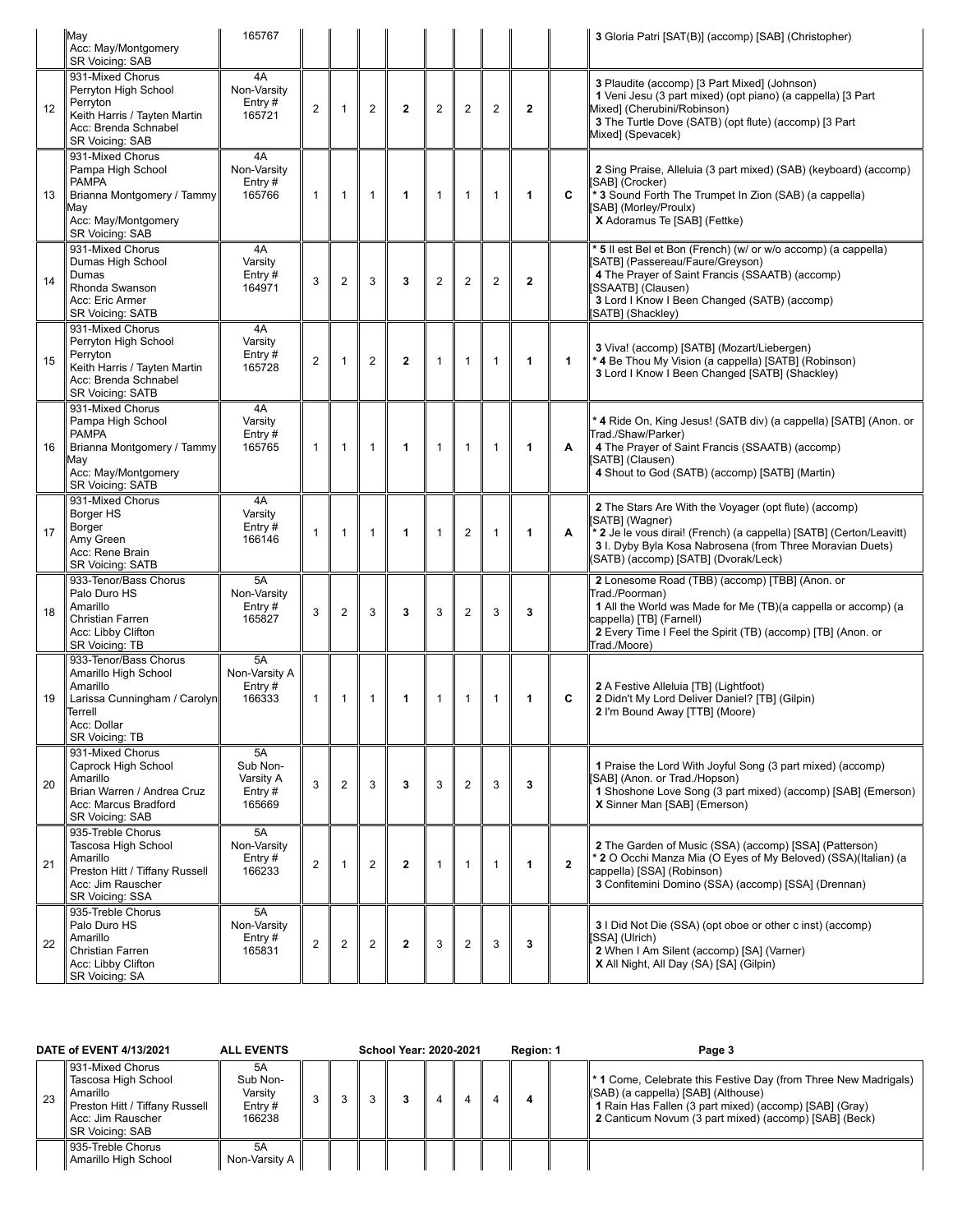| # | Entry | Classification | | | | | | | | | | Selections |
|---|---|---|---|---|---|---|---|---|---|---|---|---|
| | May<br>Acc: May/Montgomery<br>SR Voicing: SAB | 165767 | | | | | | | | | | **3** Gloria Patri [SAT(B)] (accomp) [SAB] (Christopher) |
| 12 | 931-Mixed Chorus<br>Perryton High School<br>Perryton<br>Keith Harris / Tayten Martin<br>Acc: Brenda Schnabel<br>SR Voicing: SAB | 4A<br>Non-Varsity<br>Entry #<br>165721 | 2 | 1 | 2 | **2** | 2 | 2 | 2 | **2** | | **3** Plaudite (accomp) [3 Part Mixed] (Johnson)<br>**1** Veni Jesu (3 part mixed) (opt piano) (a cappella) [3 Part Mixed] (Cherubini/Robinson)<br>**3** The Turtle Dove (SATB) (opt flute) (accomp) [3 Part Mixed] (Spevacek) |
| 13 | 931-Mixed Chorus<br>Pampa High School<br>PAMPA<br>Brianna Montgomery / Tammy May<br>Acc: May/Montgomery<br>SR Voicing: SAB | 4A<br>Non-Varsity<br>Entry #<br>165766 | 1 | 1 | 1 | **1** | 1 | 1 | 1 | **1** | **C** | **2** Sing Praise, Alleluia (3 part mixed) (SAB) (keyboard) (accomp) [SAB] (Crocker)<br>* **3** Sound Forth The Trumpet In Zion (SAB) (a cappella) [SAB] (Morley/Proulx)<br>**X** Adoramus Te [SAB] (Fettke) |
| 14 | 931-Mixed Chorus<br>Dumas High School<br>Dumas<br>Rhonda Swanson<br>Acc: Eric Armer<br>SR Voicing: SATB | 4A<br>Varsity<br>Entry #<br>164971 | 3 | 2 | 3 | **3** | 2 | 2 | 2 | **2** | | * **5** Il est Bel et Bon (French) (w/ or w/o accomp) (a cappella) [SATB] (Passereau/Faure/Greyson)<br>**4** The Prayer of Saint Francis (SSAATB) (accomp) [SSAATB] (Clausen)<br>**3** Lord I Know I Been Changed (SATB) (accomp) [SATB] (Shackley) |
| 15 | 931-Mixed Chorus<br>Perryton High School<br>Perryton<br>Keith Harris / Tayten Martin<br>Acc: Brenda Schnabel<br>SR Voicing: SATB | 4A<br>Varsity<br>Entry #<br>165728 | 2 | 1 | 2 | **2** | 1 | 1 | 1 | **1** | **1** | **3** Viva! (accomp) [SATB] (Mozart/Liebergen)<br>* **4** Be Thou My Vision (a cappella) [SATB] (Robinson)<br>**3** Lord I Know I Been Changed [SATB] (Shackley) |
| 16 | 931-Mixed Chorus<br>Pampa High School<br>PAMPA<br>Brianna Montgomery / Tammy May<br>Acc: May/Montgomery<br>SR Voicing: SATB | 4A<br>Varsity<br>Entry #<br>165765 | 1 | 1 | 1 | **1** | 1 | 1 | 1 | **1** | **A** | * **4** Ride On, King Jesus! (SATB div) (a cappella) [SATB] (Anon. or Trad./Shaw/Parker)<br>**4** The Prayer of Saint Francis (SSAATB) (accomp) [SATB] (Clausen)<br>**4** Shout to God (SATB) (accomp) [SATB] (Martin) |
| 17 | 931-Mixed Chorus<br>Borger HS<br>Borger<br>Amy Green<br>Acc: Rene Brain<br>SR Voicing: SATB | 4A<br>Varsity<br>Entry #<br>166146 | 1 | 1 | 1 | **1** | 1 | 2 | 1 | **1** | **A** | **2** The Stars Are With the Voyager (opt flute) (accomp) [SATB] (Wagner)<br>* **2** Je le vous dirai! (French) (a cappella) [SATB] (Certon/Leavitt)<br>**3** I. Dyby Byla Kosa Nabrosena (from Three Moravian Duets) (SATB) (accomp) [SATB] (Dvorak/Leck) |
| 18 | 933-Tenor/Bass Chorus<br>Palo Duro HS<br>Amarillo<br>Christian Farren<br>Acc: Libby Clifton<br>SR Voicing: TB | 5A<br>Non-Varsity<br>Entry #<br>165827 | 3 | 2 | 3 | **3** | 3 | 2 | 3 | **3** | | **2** Lonesome Road (TBB) (accomp) [TBB] (Anon. or Trad./Poorman)<br>**1** All the World was Made for Me (TB)(a cappella or accomp) (a cappella) [TB] (Farnell)<br>**2** Every Time I Feel the Spirit (TB) (accomp) [TB] (Anon. or Trad./Moore) |
| 19 | 933-Tenor/Bass Chorus<br>Amarillo High School<br>Amarillo<br>Larissa Cunningham / Carolyn Terrell<br>Acc: Dollar<br>SR Voicing: TB | 5A<br>Non-Varsity A<br>Entry #<br>166333 | 1 | 1 | 1 | **1** | 1 | 1 | 1 | **1** | **C** | **2** A Festive Alleluia [TB] (Lightfoot)<br>**2** Didn't My Lord Deliver Daniel? [TB] (Gilpin)<br>**2** I'm Bound Away [TTB] (Moore) |
| 20 | 931-Mixed Chorus<br>Caprock High School<br>Amarillo<br>Brian Warren / Andrea Cruz<br>Acc: Marcus Bradford<br>SR Voicing: SAB | 5A<br>Sub Non-Varsity A<br>Entry #<br>165669 | 3 | 2 | 3 | **3** | 3 | 2 | 3 | **3** | | **1** Praise the Lord With Joyful Song (3 part mixed) (accomp) [SAB] (Anon. or Trad./Hopson)<br>**1** Shoshone Love Song (3 part mixed) (accomp) [SAB] (Emerson)<br>**X** Sinner Man [SAB] (Emerson) |
| 21 | 935-Treble Chorus<br>Tascosa High School<br>Amarillo<br>Preston Hitt / Tiffany Russell<br>Acc: Jim Rauscher<br>SR Voicing: SSA | 5A<br>Non-Varsity<br>Entry #<br>166233 | 2 | 1 | 2 | **2** | 1 | 1 | 1 | **1** | **2** | **2** The Garden of Music (SSA) (accomp) [SSA] (Patterson)<br>* **2** O Occhi Manza Mia (O Eyes of My Beloved) (SSA)(Italian) (a cappella) [SSA] (Robinson)<br>**3** Confitemini Domino (SSA) (accomp) [SSA] (Drennan) |
| 22 | 935-Treble Chorus<br>Palo Duro HS<br>Amarillo<br>Christian Farren<br>Acc: Libby Clifton<br>SR Voicing: SA | 5A<br>Non-Varsity<br>Entry #<br>165831 | 2 | 2 | 2 | **2** | 3 | 2 | 3 | **3** | | **3** I Did Not Die (SSA) (opt oboe or other c inst) (accomp) [SSA] (Ulrich)<br>**2** When I Am Silent (accomp) [SA] (Varner)<br>**X** All Night, All Day (SA) [SA] (Gilpin) |

**DATE of EVENT 4/13/2021 ALL EVENTS School Year: 2020-2021 Region: 1**

| # | Entry | Classification | | | | | | | | | | Selections |
|---|---|---|---|---|---|---|---|---|---|---|---|---|
| 23 | 931-Mixed Chorus<br>Tascosa High School<br>Amarillo<br>Preston Hitt / Tiffany Russell<br>Acc: Jim Rauscher<br>SR Voicing: SAB | 5A<br>Sub Non-Varsity<br>Entry #<br>166238 | 3 | 3 | 3 | **3** | 4 | 4 | 4 | **4** | | * **1** Come, Celebrate this Festive Day (from Three New Madrigals) (SAB) (a cappella) [SAB] (Althouse)<br>**1** Rain Has Fallen (3 part mixed) (accomp) [SAB] (Gray)<br>**2** Canticum Novum (3 part mixed) (accomp) [SAB] (Beck) |
| | 935-Treble Chorus<br>Amarillo High School | 5A<br>Non-Varsity A | | | | | | | | | | |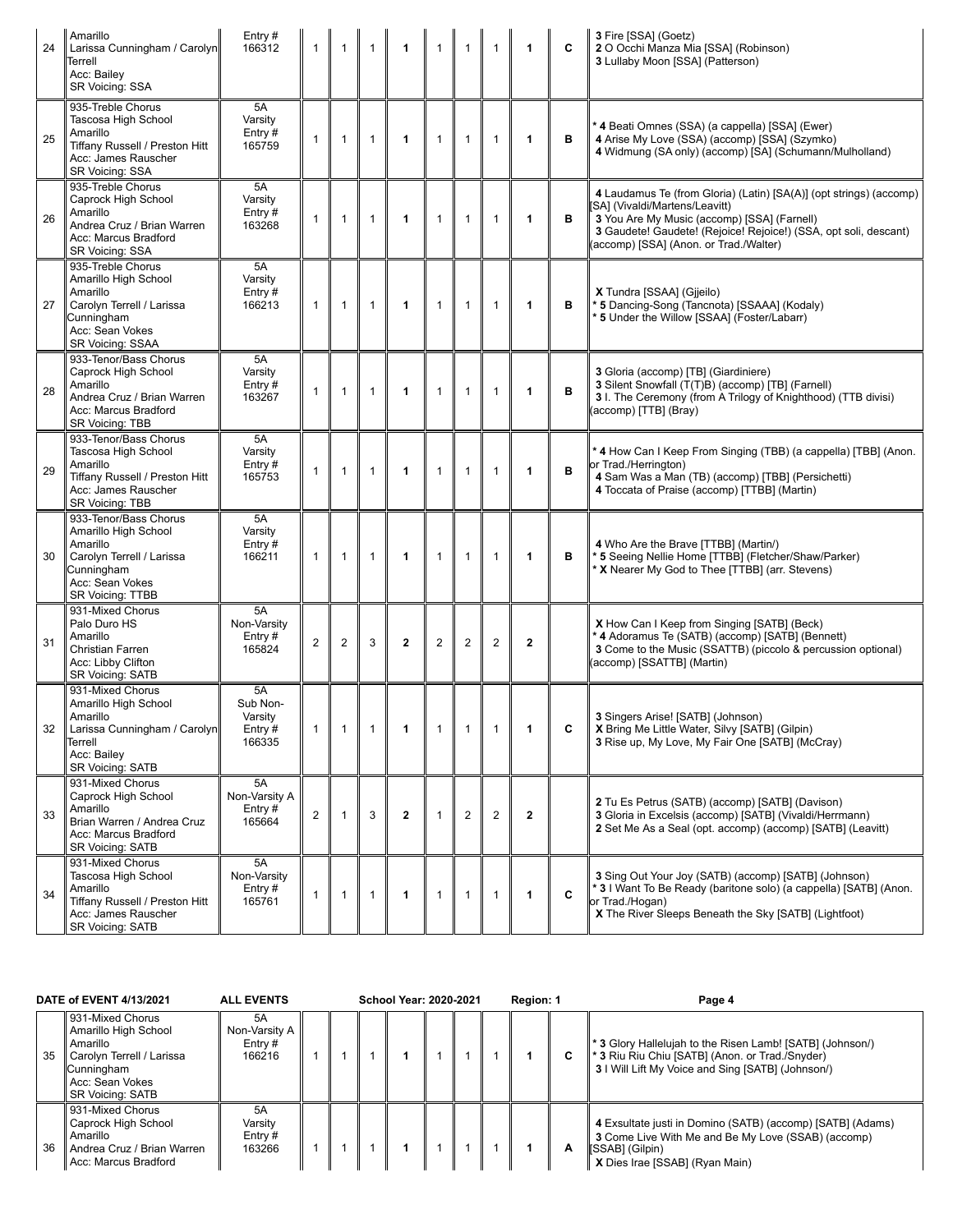| # | Entry | Classification | | | | | | | | | Award | Selections |
|---|---|---|---|---|---|---|---|---|---|---|---|---|
| 24 | Amarillo<br>Larissa Cunningham / Carolyn Terrell<br>Acc: Bailey<br>SR Voicing: SSA | Entry #<br>166312 | 1 | 1 | 1 | **1** | 1 | 1 | 1 | **1** | **C** | **3** Fire [SSA] (Goetz)<br>**2** O Occhi Manza Mia [SSA] (Robinson)<br>**3** Lullaby Moon [SSA] (Patterson) |
| 25 | 935-Treble Chorus<br>Tascosa High School<br>Amarillo<br>Tiffany Russell / Preston Hitt<br>Acc: James Rauscher<br>SR Voicing: SSA | 5A<br>Varsity<br>Entry #<br>165759 | 1 | 1 | 1 | **1** | 1 | 1 | 1 | **1** | **B** | * **4** Beati Omnes (SSA) (a cappella) [SSA] (Ewer)<br>**4** Arise My Love (SSA) (accomp) [SSA] (Szymko)<br>**4** Widmung (SA only) (accomp) [SA] (Schumann/Mulholland) |
| 26 | 935-Treble Chorus<br>Caprock High School<br>Amarillo<br>Andrea Cruz / Brian Warren<br>Acc: Marcus Bradford<br>SR Voicing: SSA | 5A<br>Varsity<br>Entry #<br>163268 | 1 | 1 | 1 | **1** | 1 | 1 | 1 | **1** | **B** | **4** Laudamus Te (from Gloria) (Latin) [SA(A)] (opt strings) (accomp) [SA] (Vivaldi/Martens/Leavitt)<br>**3** You Are My Music (accomp) [SSA] (Farnell)<br>**3** Gaudete! Gaudete! (Rejoice! Rejoice!) (SSA, opt soli, descant) (accomp) [SSA] (Anon. or Trad./Walter) |
| 27 | 935-Treble Chorus<br>Amarillo High School<br>Amarillo<br>Carolyn Terrell / Larissa Cunningham<br>Acc: Sean Vokes<br>SR Voicing: SSAA | 5A<br>Varsity<br>Entry #<br>166213 | 1 | 1 | 1 | **1** | 1 | 1 | 1 | **1** | **B** | **X** Tundra [SSAA] (Gjeilo)<br>* **5** Dancing-Song (Tancnota) [SSAAA] (Kodaly)<br>* **5** Under the Willow [SSAA] (Foster/Labarr) |
| 28 | 933-Tenor/Bass Chorus<br>Caprock High School<br>Amarillo<br>Andrea Cruz / Brian Warren<br>Acc: Marcus Bradford<br>SR Voicing: TBB | 5A<br>Varsity<br>Entry #<br>163267 | 1 | 1 | 1 | **1** | 1 | 1 | 1 | **1** | **B** | **3** Gloria (accomp) [TB] (Giardiniere)<br>**3** Silent Snowfall (T(T)B) (accomp) [TB] (Farnell)<br>**3** I. The Ceremony (from A Trilogy of Knighthood) (TTB divisi) (accomp) [TTB] (Bray) |
| 29 | 933-Tenor/Bass Chorus<br>Tascosa High School<br>Amarillo<br>Tiffany Russell / Preston Hitt<br>Acc: James Rauscher<br>SR Voicing: TBB | 5A<br>Varsity<br>Entry #<br>165753 | 1 | 1 | 1 | **1** | 1 | 1 | 1 | **1** | **B** | * **4** How Can I Keep From Singing (TBB) (a cappella) [TBB] (Anon. or Trad./Herrington)<br>**4** Sam Was a Man (TB) (accomp) [TBB] (Persichetti)<br>**4** Toccata of Praise (accomp) [TTBB] (Martin) |
| 30 | 933-Tenor/Bass Chorus<br>Amarillo High School<br>Amarillo<br>Carolyn Terrell / Larissa Cunningham<br>Acc: Sean Vokes<br>SR Voicing: TTBB | 5A<br>Varsity<br>Entry #<br>166211 | 1 | 1 | 1 | **1** | 1 | 1 | 1 | **1** | **B** | **4** Who Are the Brave [TTBB] (Martin/)<br>* **5** Seeing Nellie Home [TTBB] (Fletcher/Shaw/Parker)<br>* **X** Nearer My God to Thee [TTBB] (arr. Stevens) |
| 31 | 931-Mixed Chorus<br>Palo Duro HS<br>Amarillo<br>Christian Farren<br>Acc: Libby Clifton<br>SR Voicing: SATB | 5A<br>Non-Varsity<br>Entry #<br>165824 | 2 | 2 | 3 | **2** | 2 | 2 | 2 | **2** | | **X** How Can I Keep from Singing [SATB] (Beck)<br>* **4** Adoramus Te (SATB) (accomp) [SATB] (Bennett)<br>**3** Come to the Music (SSATTB) (piccolo & percussion optional) (accomp) [SSATTB] (Martin) |
| 32 | 931-Mixed Chorus<br>Amarillo High School<br>Amarillo<br>Larissa Cunningham / Carolyn Terrell<br>Acc: Bailey<br>SR Voicing: SATB | 5A<br>Sub Non-Varsity<br>Entry #<br>166335 | 1 | 1 | 1 | **1** | 1 | 1 | 1 | **1** | **C** | **3** Singers Arise! [SATB] (Johnson)<br>**X** Bring Me Little Water, Silvy [SATB] (Gilpin)<br>**3** Rise up, My Love, My Fair One [SATB] (McCray) |
| 33 | 931-Mixed Chorus<br>Caprock High School<br>Amarillo<br>Brian Warren / Andrea Cruz<br>Acc: Marcus Bradford<br>SR Voicing: SATB | 5A<br>Non-Varsity A<br>Entry #<br>165664 | 2 | 1 | 3 | **2** | 1 | 2 | 2 | **2** | | **2** Tu Es Petrus (SATB) (accomp) [SATB] (Davison)<br>**3** Gloria in Excelsis (accomp) [SATB] (Vivaldi/Herrmann)<br>**2** Set Me As a Seal (opt. accomp) (accomp) [SATB] (Leavitt) |
| 34 | 931-Mixed Chorus<br>Tascosa High School<br>Amarillo<br>Tiffany Russell / Preston Hitt<br>Acc: James Rauscher<br>SR Voicing: SATB | 5A<br>Non-Varsity<br>Entry #<br>165761 | 1 | 1 | 1 | **1** | 1 | 1 | 1 | **1** | **C** | **3** Sing Out Your Joy (SATB) (accomp) [SATB] (Johnson)<br>* **3** I Want To Be Ready (baritone solo) (a cappella) [SATB] (Anon. or Trad./Hogan)<br>**X** The River Sleeps Beneath the Sky [SATB] (Lightfoot) |

**DATE of EVENT 4/13/2021** **ALL EVENTS** **School Year: 2020-2021** **Region: 1**

| # | Entry | Classification | | | | | | | | | Award | Selections |
|---|---|---|---|---|---|---|---|---|---|---|---|---|
| 35 | 931-Mixed Chorus<br>Amarillo High School<br>Amarillo<br>Carolyn Terrell / Larissa Cunningham<br>Acc: Sean Vokes<br>SR Voicing: SATB | 5A<br>Non-Varsity A<br>Entry #<br>166216 | 1 | 1 | 1 | **1** | 1 | 1 | 1 | **1** | **C** | * **3** Glory Hallelujah to the Risen Lamb! [SATB] (Johnson/)<br>* **3** Riu Riu Chiu [SATB] (Anon. or Trad./Snyder)<br>**3** I Will Lift My Voice and Sing [SATB] (Johnson/) |
| 36 | 931-Mixed Chorus<br>Caprock High School<br>Amarillo<br>Andrea Cruz / Brian Warren<br>Acc: Marcus Bradford | 5A<br>Varsity<br>Entry #<br>163266 | 1 | 1 | 1 | **1** | 1 | 1 | 1 | **1** | **A** | **4** Exsultate justi in Domino (SATB) (accomp) [SATB] (Adams)<br>**3** Come Live With Me and Be My Love (SSAB) (accomp) [SSAB] (Gilpin)<br>**X** Dies Irae [SSAB] (Ryan Main) |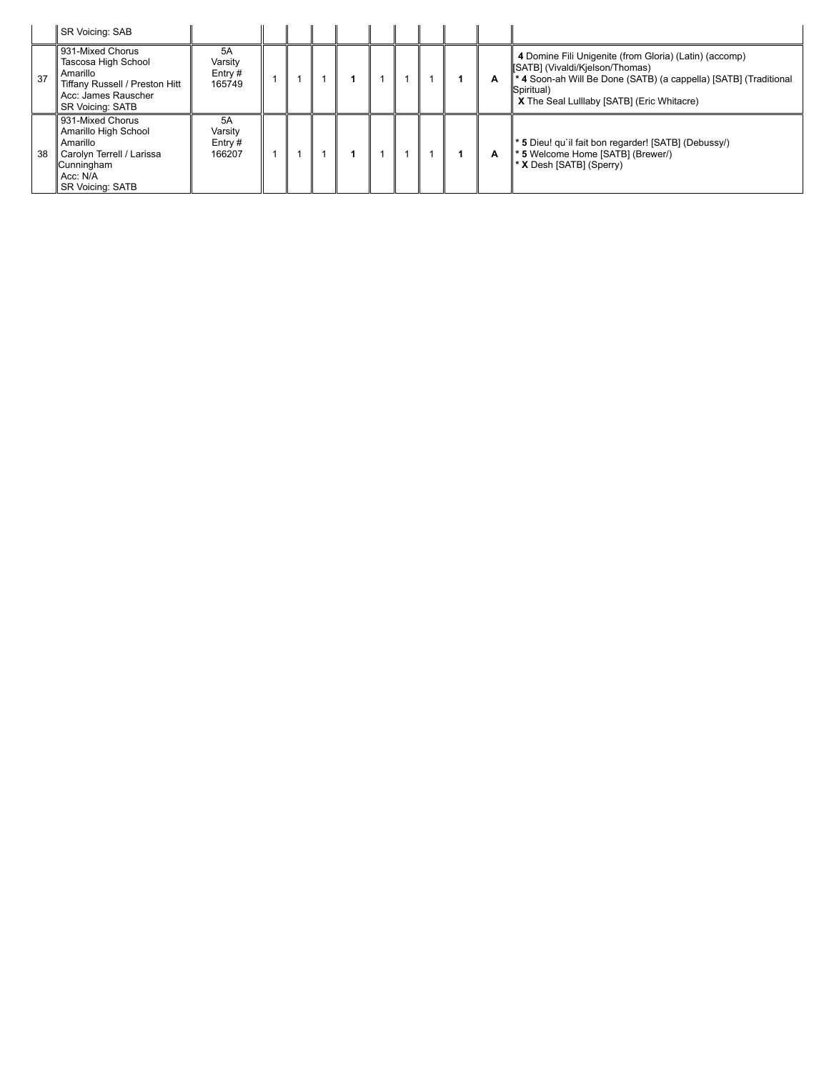| | | | | | | | | | | | | |
|---|---|---|---|---|---|---|---|---|---|---|---|---|
| | SR Voicing: SAB | | | | | | | | | | | |
| 37 | 931-Mixed Chorus<br>Tascosa High School<br>Amarillo<br>Tiffany Russell / Preston Hitt<br>Acc: James Rauscher<br>SR Voicing: SATB | 5A<br>Varsity<br>Entry #<br>165749 | 1 | 1 | 1 | **1** | 1 | 1 | 1 | **1** | **A** | **4** Domine Fili Unigenite (from Gloria) (Latin) (accomp) [SATB] (Vivaldi/Kjelson/Thomas)<br>* **4** Soon-ah Will Be Done (SATB) (a cappella) [SATB] (Traditional Spiritual)<br>**X** The Seal Lulllaby [SATB] (Eric Whitacre) |
| 38 | 931-Mixed Chorus<br>Amarillo High School<br>Amarillo<br>Carolyn Terrell / Larissa Cunningham<br>Acc: N/A<br>SR Voicing: SATB | 5A<br>Varsity<br>Entry #<br>166207 | 1 | 1 | 1 | **1** | 1 | 1 | 1 | **1** | **A** | * **5** Dieu! qu`il fait bon regarder! [SATB] (Debussy/)<br>* **5** Welcome Home [SATB] (Brewer/)<br>* **X** Desh [SATB] (Sperry) |